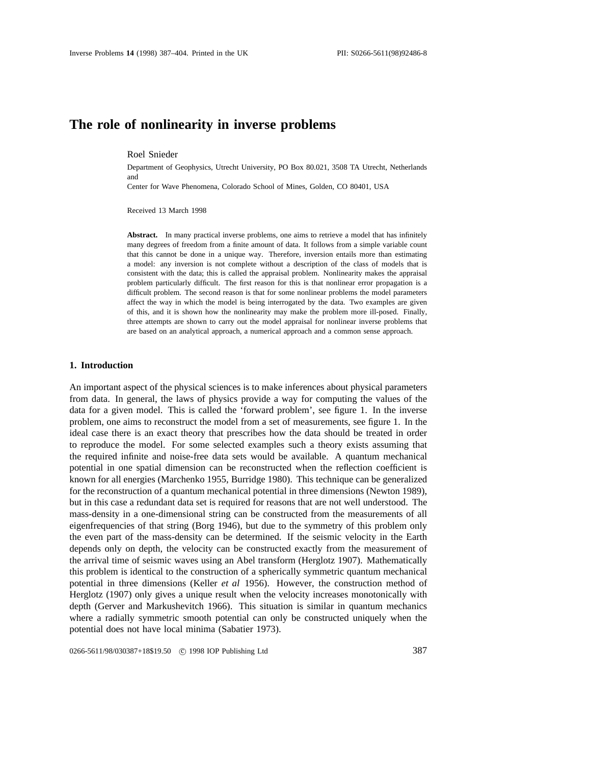# The role of nonlinearity in inverse problems

Roel Snieder

Department of Geophysics, Utrecht University, PO Box 80.021, 3508 TA Utrecht, Netherlands and
Center for Wave Phenomena, Colorado School of Mines, Golden, CO 80401, USA

Received 13 March 1998

**Abstract.** In many practical inverse problems, one aims to retrieve a model that has infinitely many degrees of freedom from a finite amount of data. It follows from a simple variable count that this cannot be done in a unique way. Therefore, inversion entails more than estimating a model: any inversion is not complete without a description of the class of models that is consistent with the data; this is called the appraisal problem. Nonlinearity makes the appraisal problem particularly difficult. The first reason for this is that nonlinear error propagation is a difficult problem. The second reason is that for some nonlinear problems the model parameters affect the way in which the model is being interrogated by the data. Two examples are given of this, and it is shown how the nonlinearity may make the problem more ill-posed. Finally, three attempts are shown to carry out the model appraisal for nonlinear inverse problems that are based on an analytical approach, a numerical approach and a common sense approach.

## 1. Introduction

An important aspect of the physical sciences is to make inferences about physical parameters from data. In general, the laws of physics provide a way for computing the values of the data for a given model. This is called the 'forward problem', see figure 1. In the inverse problem, one aims to reconstruct the model from a set of measurements, see figure 1. In the ideal case there is an exact theory that prescribes how the data should be treated in order to reproduce the model. For some selected examples such a theory exists assuming that the required infinite and noise-free data sets would be available. A quantum mechanical potential in one spatial dimension can be reconstructed when the reflection coefficient is known for all energies (Marchenko 1955, Burridge 1980). This technique can be generalized for the reconstruction of a quantum mechanical potential in three dimensions (Newton 1989), but in this case a redundant data set is required for reasons that are not well understood. The mass-density in a one-dimensional string can be constructed from the measurements of all eigenfrequencies of that string (Borg 1946), but due to the symmetry of this problem only the even part of the mass-density can be determined. If the seismic velocity in the Earth depends only on depth, the velocity can be constructed exactly from the measurement of the arrival time of seismic waves using an Abel transform (Herglotz 1907). Mathematically this problem is identical to the construction of a spherically symmetric quantum mechanical potential in three dimensions (Keller *et al* 1956). However, the construction method of Herglotz (1907) only gives a unique result when the velocity increases monotonically with depth (Gerver and Markushevitch 1966). This situation is similar in quantum mechanics where a radially symmetric smooth potential can only be constructed uniquely when the potential does not have local minima (Sabatier 1973).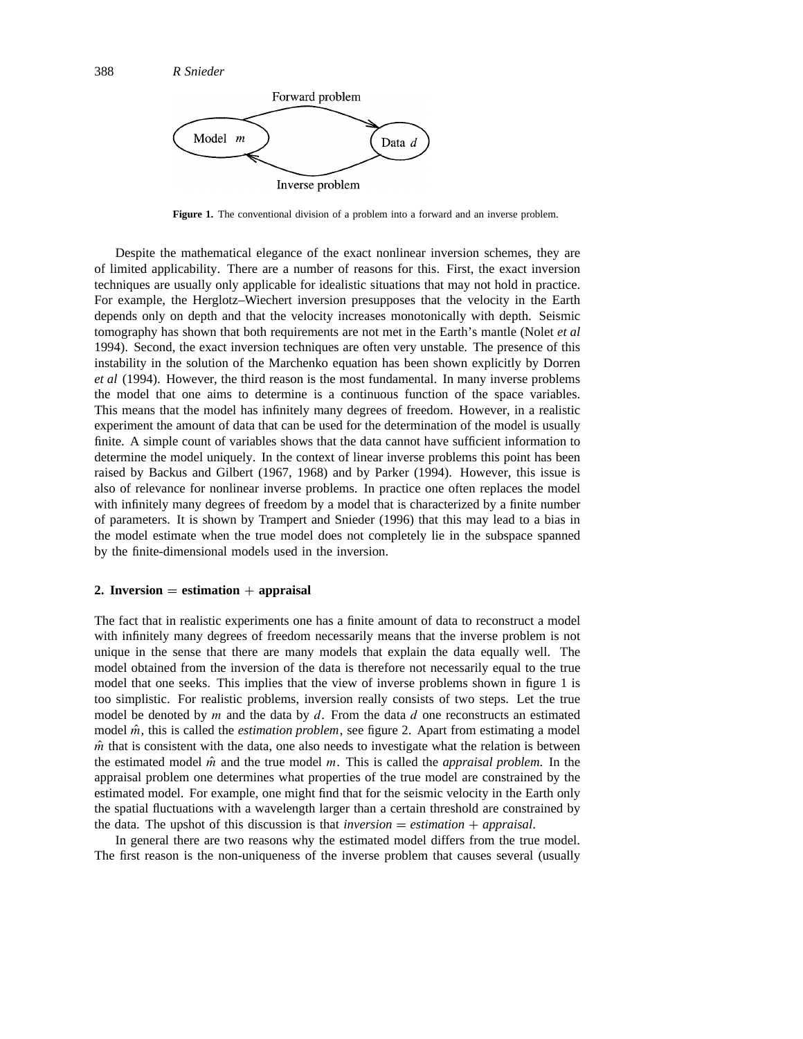**Figure 1.** The conventional division of a problem into a forward and an inverse problem.

Despite the mathematical elegance of the exact nonlinear inversion schemes, they are of limited applicability. There are a number of reasons for this. First, the exact inversion techniques are usually only applicable for idealistic situations that may not hold in practice. For example, the Herglotz–Wiechert inversion presupposes that the velocity in the Earth depends only on depth and that the velocity increases monotonically with depth. Seismic tomography has shown that both requirements are not met in the Earth's mantle (Nolet *et al* 1994). Second, the exact inversion techniques are often very unstable. The presence of this instability in the solution of the Marchenko equation has been shown explicitly by Dorren *et al* (1994). However, the third reason is the most fundamental. In many inverse problems the model that one aims to determine is a continuous function of the space variables. This means that the model has infinitely many degrees of freedom. However, in a realistic experiment the amount of data that can be used for the determination of the model is usually finite. A simple count of variables shows that the data cannot have sufficient information to determine the model uniquely. In the context of linear inverse problems this point has been raised by Backus and Gilbert (1967, 1968) and by Parker (1994). However, this issue is also of relevance for nonlinear inverse problems. In practice one often replaces the model with infinitely many degrees of freedom by a model that is characterized by a finite number of parameters. It is shown by Trampert and Snieder (1996) that this may lead to a bias in the model estimate when the true model does not completely lie in the subspace spanned by the finite-dimensional models used in the inversion.

## 2. Inversion = estimation + appraisal

The fact that in realistic experiments one has a finite amount of data to reconstruct a model with infinitely many degrees of freedom necessarily means that the inverse problem is not unique in the sense that there are many models that explain the data equally well. The model obtained from the inversion of the data is therefore not necessarily equal to the true model that one seeks. This implies that the view of inverse problems shown in figure 1 is too simplistic. For realistic problems, inversion really consists of two steps. Let the true model be denoted by $m$ and the data by $d$. From the data $d$ one reconstructs an estimated model $\hat{m}$, this is called the *estimation problem*, see figure 2. Apart from estimating a model $\hat{m}$ that is consistent with the data, one also needs to investigate what the relation is between the estimated model $\hat{m}$ and the true model $m$. This is called the *appraisal problem*. In the appraisal problem one determines what properties of the true model are constrained by the estimated model. For example, one might find that for the seismic velocity in the Earth only the spatial fluctuations with a wavelength larger than a certain threshold are constrained by the data. The upshot of this discussion is that *inversion = estimation + appraisal*.

In general there are two reasons why the estimated model differs from the true model. The first reason is the non-uniqueness of the inverse problem that causes several (usually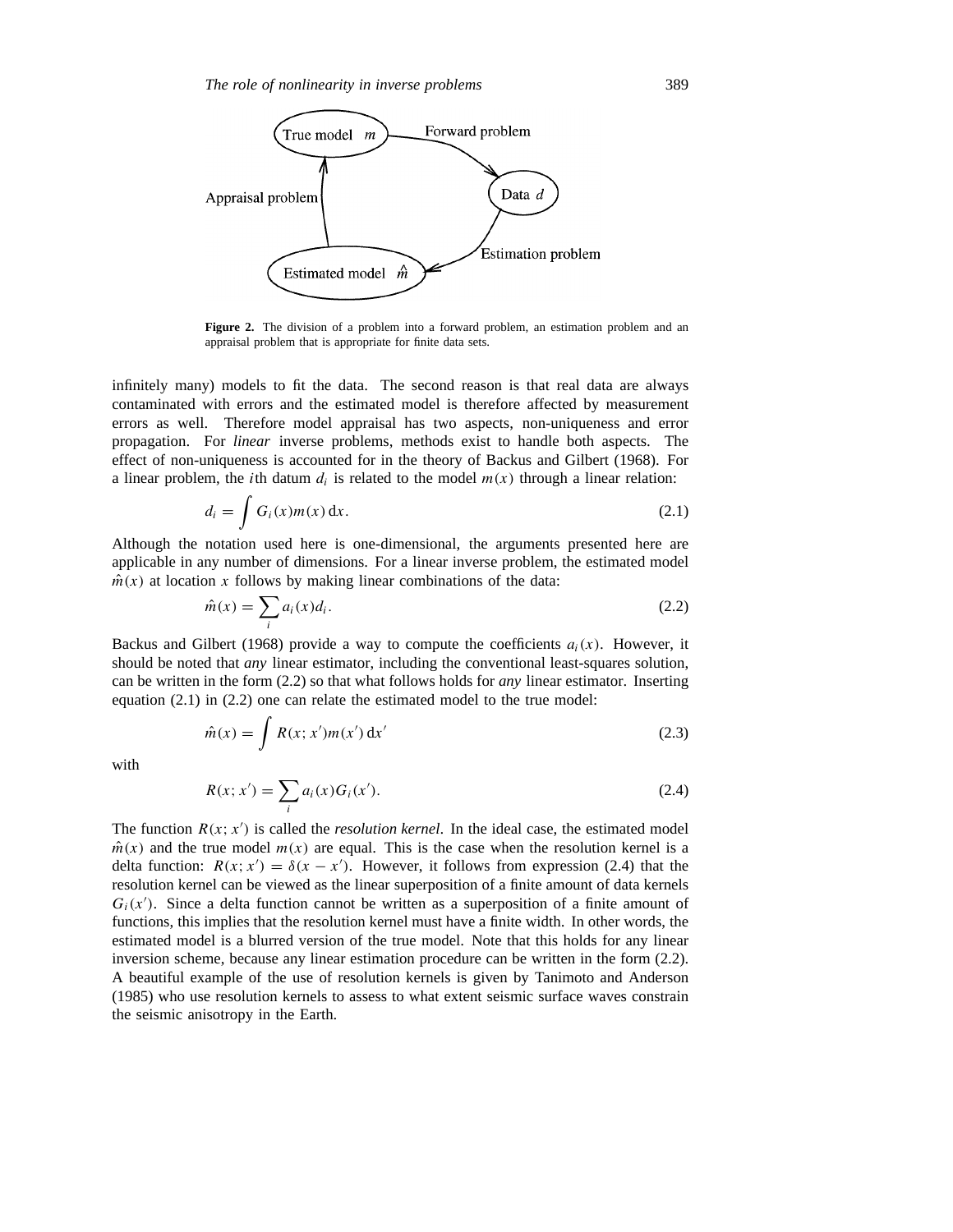**Figure 2.** The division of a problem into a forward problem, an estimation problem and an appraisal problem that is appropriate for finite data sets.

infinitely many) models to fit the data. The second reason is that real data are always contaminated with errors and the estimated model is therefore affected by measurement errors as well. Therefore model appraisal has two aspects, non-uniqueness and error propagation. For *linear* inverse problems, methods exist to handle both aspects. The effect of non-uniqueness is accounted for in the theory of Backus and Gilbert (1968). For a linear problem, the $i$th datum $d_i$ is related to the model $m(x)$ through a linear relation:

$$d_i = \int G_i(x) m(x)\,\mathrm{d}x. \tag{2.1}$$

Although the notation used here is one-dimensional, the arguments presented here are applicable in any number of dimensions. For a linear inverse problem, the estimated model $\hat{m}(x)$ at location $x$ follows by making linear combinations of the data:

$$\hat{m}(x) = \sum_i a_i(x) d_i. \tag{2.2}$$

Backus and Gilbert (1968) provide a way to compute the coefficients $a_i(x)$. However, it should be noted that *any* linear estimator, including the conventional least-squares solution, can be written in the form (2.2) so that what follows holds for *any* linear estimator. Inserting equation (2.1) in (2.2) one can relate the estimated model to the true model:

$$\hat{m}(x) = \int R(x; x') m(x')\,\mathrm{d}x' \tag{2.3}$$

with

$$R(x; x') = \sum_i a_i(x) G_i(x'). \tag{2.4}$$

The function $R(x; x')$ is called the *resolution kernel*. In the ideal case, the estimated model $\hat{m}(x)$ and the true model $m(x)$ are equal. This is the case when the resolution kernel is a delta function: $R(x; x') = \delta(x - x')$. However, it follows from expression (2.4) that the resolution kernel can be viewed as the linear superposition of a finite amount of data kernels $G_i(x')$. Since a delta function cannot be written as a superposition of a finite amount of functions, this implies that the resolution kernel must have a finite width. In other words, the estimated model is a blurred version of the true model. Note that this holds for any linear inversion scheme, because any linear estimation procedure can be written in the form (2.2). A beautiful example of the use of resolution kernels is given by Tanimoto and Anderson (1985) who use resolution kernels to assess to what extent seismic surface waves constrain the seismic anisotropy in the Earth.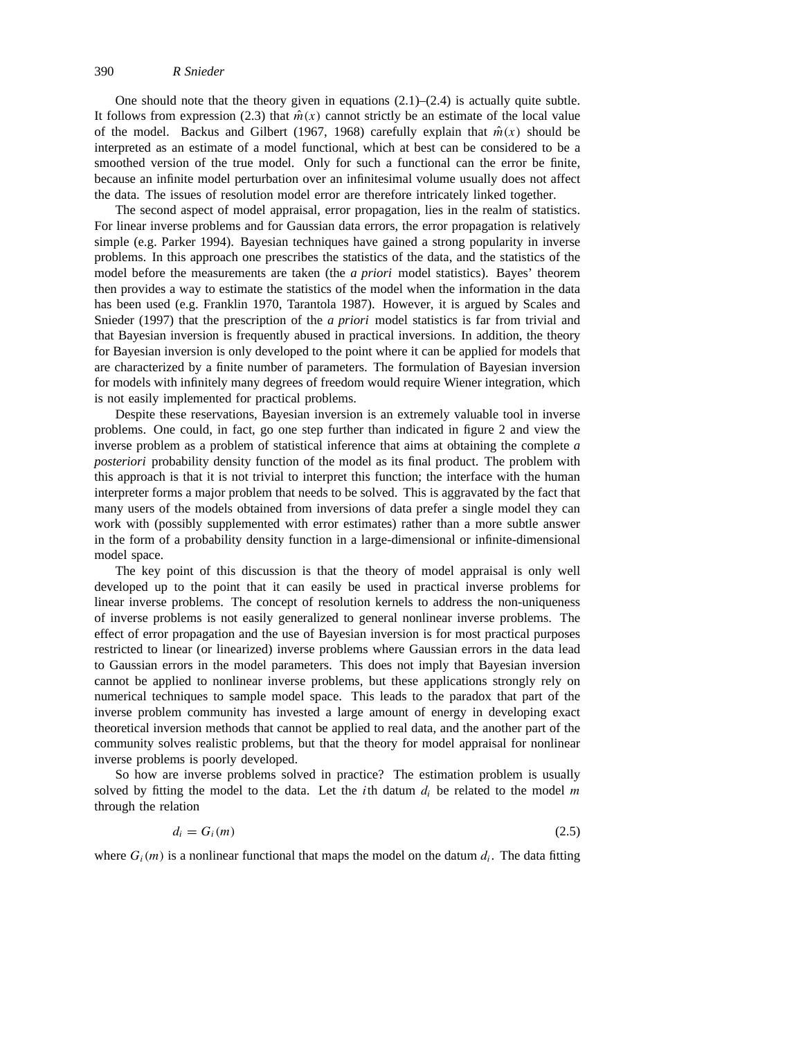One should note that the theory given in equations (2.1)–(2.4) is actually quite subtle. It follows from expression (2.3) that $\hat{m}(x)$ cannot strictly be an estimate of the local value of the model. Backus and Gilbert (1967, 1968) carefully explain that $\hat{m}(x)$ should be interpreted as an estimate of a model functional, which at best can be considered to be a smoothed version of the true model. Only for such a functional can the error be finite, because an infinite model perturbation over an infinitesimal volume usually does not affect the data. The issues of resolution model error are therefore intricately linked together.

The second aspect of model appraisal, error propagation, lies in the realm of statistics. For linear inverse problems and for Gaussian data errors, the error propagation is relatively simple (e.g. Parker 1994). Bayesian techniques have gained a strong popularity in inverse problems. In this approach one prescribes the statistics of the data, and the statistics of the model before the measurements are taken (the *a priori* model statistics). Bayes' theorem then provides a way to estimate the statistics of the model when the information in the data has been used (e.g. Franklin 1970, Tarantola 1987). However, it is argued by Scales and Snieder (1997) that the prescription of the *a priori* model statistics is far from trivial and that Bayesian inversion is frequently abused in practical inversions. In addition, the theory for Bayesian inversion is only developed to the point where it can be applied for models that are characterized by a finite number of parameters. The formulation of Bayesian inversion for models with infinitely many degrees of freedom would require Wiener integration, which is not easily implemented for practical problems.

Despite these reservations, Bayesian inversion is an extremely valuable tool in inverse problems. One could, in fact, go one step further than indicated in figure 2 and view the inverse problem as a problem of statistical inference that aims at obtaining the complete *a posteriori* probability density function of the model as its final product. The problem with this approach is that it is not trivial to interpret this function; the interface with the human interpreter forms a major problem that needs to be solved. This is aggravated by the fact that many users of the models obtained from inversions of data prefer a single model they can work with (possibly supplemented with error estimates) rather than a more subtle answer in the form of a probability density function in a large-dimensional or infinite-dimensional model space.

The key point of this discussion is that the theory of model appraisal is only well developed up to the point that it can easily be used in practical inverse problems for linear inverse problems. The concept of resolution kernels to address the non-uniqueness of inverse problems is not easily generalized to general nonlinear inverse problems. The effect of error propagation and the use of Bayesian inversion is for most practical purposes restricted to linear (or linearized) inverse problems where Gaussian errors in the data lead to Gaussian errors in the model parameters. This does not imply that Bayesian inversion cannot be applied to nonlinear inverse problems, but these applications strongly rely on numerical techniques to sample model space. This leads to the paradox that part of the inverse problem community has invested a large amount of energy in developing exact theoretical inversion methods that cannot be applied to real data, and the another part of the community solves realistic problems, but that the theory for model appraisal for nonlinear inverse problems is poorly developed.

So how are inverse problems solved in practice? The estimation problem is usually solved by fitting the model to the data. Let the $i$th datum $d_i$ be related to the model $m$ through the relation

$$d_i = G_i(m) \tag{2.5}$$

where $G_i(m)$ is a nonlinear functional that maps the model on the datum $d_i$. The data fitting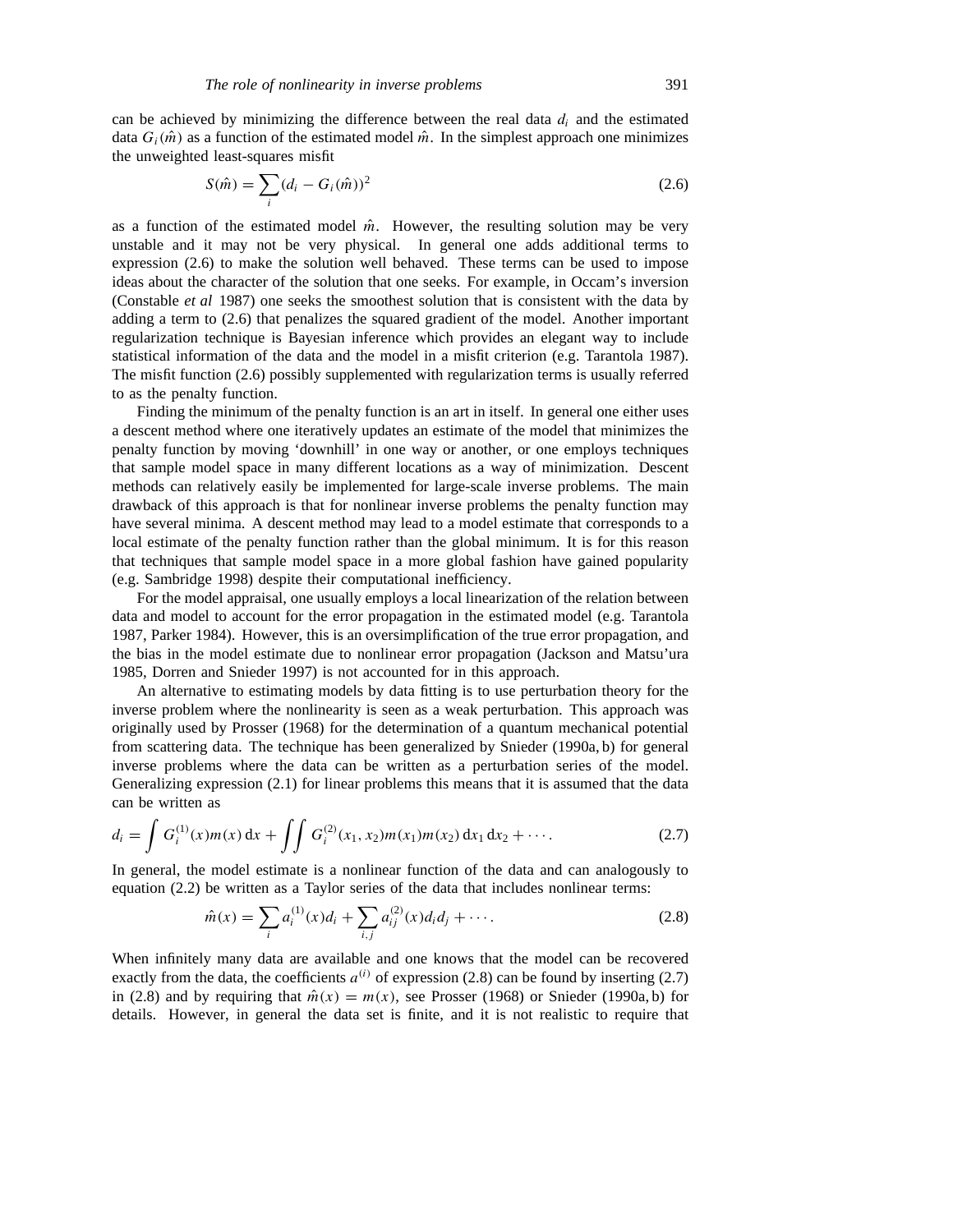can be achieved by minimizing the difference between the real data $d_i$ and the estimated data $G_i(\hat{m})$ as a function of the estimated model $\hat{m}$. In the simplest approach one minimizes the unweighted least-squares misfit

$$S(\hat{m}) = \sum_i (d_i - G_i(\hat{m}))^2 \tag{2.6}$$

as a function of the estimated model $\hat{m}$. However, the resulting solution may be very unstable and it may not be very physical. In general one adds additional terms to expression (2.6) to make the solution well behaved. These terms can be used to impose ideas about the character of the solution that one seeks. For example, in Occam's inversion (Constable *et al* 1987) one seeks the smoothest solution that is consistent with the data by adding a term to (2.6) that penalizes the squared gradient of the model. Another important regularization technique is Bayesian inference which provides an elegant way to include statistical information of the data and the model in a misfit criterion (e.g. Tarantola 1987). The misfit function (2.6) possibly supplemented with regularization terms is usually referred to as the penalty function.

Finding the minimum of the penalty function is an art in itself. In general one either uses a descent method where one iteratively updates an estimate of the model that minimizes the penalty function by moving 'downhill' in one way or another, or one employs techniques that sample model space in many different locations as a way of minimization. Descent methods can relatively easily be implemented for large-scale inverse problems. The main drawback of this approach is that for nonlinear inverse problems the penalty function may have several minima. A descent method may lead to a model estimate that corresponds to a local estimate of the penalty function rather than the global minimum. It is for this reason that techniques that sample model space in a more global fashion have gained popularity (e.g. Sambridge 1998) despite their computational inefficiency.

For the model appraisal, one usually employs a local linearization of the relation between data and model to account for the error propagation in the estimated model (e.g. Tarantola 1987, Parker 1984). However, this is an oversimplification of the true error propagation, and the bias in the model estimate due to nonlinear error propagation (Jackson and Matsu'ura 1985, Dorren and Snieder 1997) is not accounted for in this approach.

An alternative to estimating models by data fitting is to use perturbation theory for the inverse problem where the nonlinearity is seen as a weak perturbation. This approach was originally used by Prosser (1968) for the determination of a quantum mechanical potential from scattering data. The technique has been generalized by Snieder (1990a, b) for general inverse problems where the data can be written as a perturbation series of the model. Generalizing expression (2.1) for linear problems this means that it is assumed that the data can be written as

$$d_i = \int G_i^{(1)}(x)m(x)\,\mathrm{d}x + \iint G_i^{(2)}(x_1, x_2)m(x_1)m(x_2)\,\mathrm{d}x_1\,\mathrm{d}x_2 + \cdots. \tag{2.7}$$

In general, the model estimate is a nonlinear function of the data and can analogously to equation (2.2) be written as a Taylor series of the data that includes nonlinear terms:

$$\hat{m}(x) = \sum_i a_i^{(1)}(x)d_i + \sum_{i,j} a_{ij}^{(2)}(x)d_i d_j + \cdots. \tag{2.8}$$

When infinitely many data are available and one knows that the model can be recovered exactly from the data, the coefficients $a^{(i)}$ of expression (2.8) can be found by inserting (2.7) in (2.8) and by requiring that $\hat{m}(x) = m(x)$, see Prosser (1968) or Snieder (1990a, b) for details. However, in general the data set is finite, and it is not realistic to require that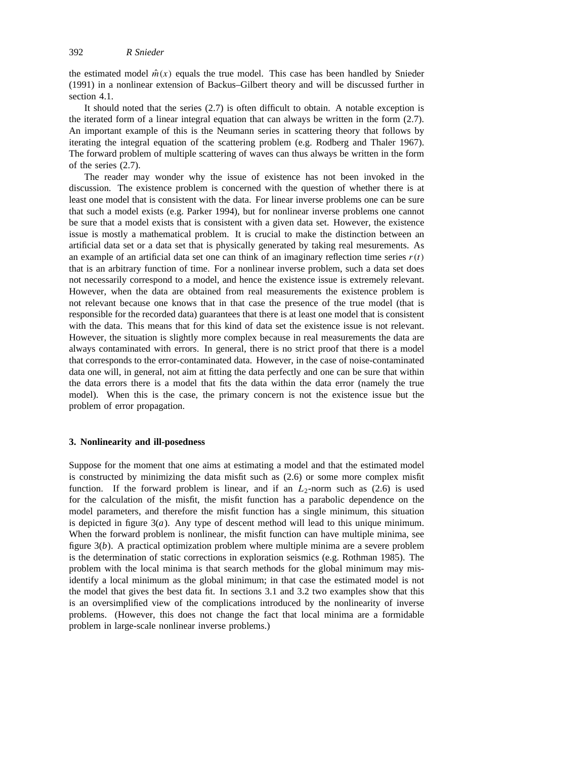the estimated model $\hat{m}(x)$ equals the true model. This case has been handled by Snieder (1991) in a nonlinear extension of Backus–Gilbert theory and will be discussed further in section 4.1.

It should noted that the series (2.7) is often difficult to obtain. A notable exception is the iterated form of a linear integral equation that can always be written in the form (2.7). An important example of this is the Neumann series in scattering theory that follows by iterating the integral equation of the scattering problem (e.g. Rodberg and Thaler 1967). The forward problem of multiple scattering of waves can thus always be written in the form of the series (2.7).

The reader may wonder why the issue of existence has not been invoked in the discussion. The existence problem is concerned with the question of whether there is at least one model that is consistent with the data. For linear inverse problems one can be sure that such a model exists (e.g. Parker 1994), but for nonlinear inverse problems one cannot be sure that a model exists that is consistent with a given data set. However, the existence issue is mostly a mathematical problem. It is crucial to make the distinction between an artificial data set or a data set that is physically generated by taking real mesurements. As an example of an artificial data set one can think of an imaginary reflection time series $r(t)$ that is an arbitrary function of time. For a nonlinear inverse problem, such a data set does not necessarily correspond to a model, and hence the existence issue is extremely relevant. However, when the data are obtained from real measurements the existence problem is not relevant because one knows that in that case the presence of the true model (that is responsible for the recorded data) guarantees that there is at least one model that is consistent with the data. This means that for this kind of data set the existence issue is not relevant. However, the situation is slightly more complex because in real measurements the data are always contaminated with errors. In general, there is no strict proof that there is a model that corresponds to the error-contaminated data. However, in the case of noise-contaminated data one will, in general, not aim at fitting the data perfectly and one can be sure that within the data errors there is a model that fits the data within the data error (namely the true model). When this is the case, the primary concern is not the existence issue but the problem of error propagation.

## 3. Nonlinearity and ill-posedness

Suppose for the moment that one aims at estimating a model and that the estimated model is constructed by minimizing the data misfit such as (2.6) or some more complex misfit function. If the forward problem is linear, and if an $L_2$-norm such as (2.6) is used for the calculation of the misfit, the misfit function has a parabolic dependence on the model parameters, and therefore the misfit function has a single minimum, this situation is depicted in figure 3($a$). Any type of descent method will lead to this unique minimum. When the forward problem is nonlinear, the misfit function can have multiple minima, see figure 3($b$). A practical optimization problem where multiple minima are a severe problem is the determination of static corrections in exploration seismics (e.g. Rothman 1985). The problem with the local minima is that search methods for the global minimum may mis-identify a local minimum as the global minimum; in that case the estimated model is not the model that gives the best data fit. In sections 3.1 and 3.2 two examples show that this is an oversimplified view of the complications introduced by the nonlinearity of inverse problems. (However, this does not change the fact that local minima are a formidable problem in large-scale nonlinear inverse problems.)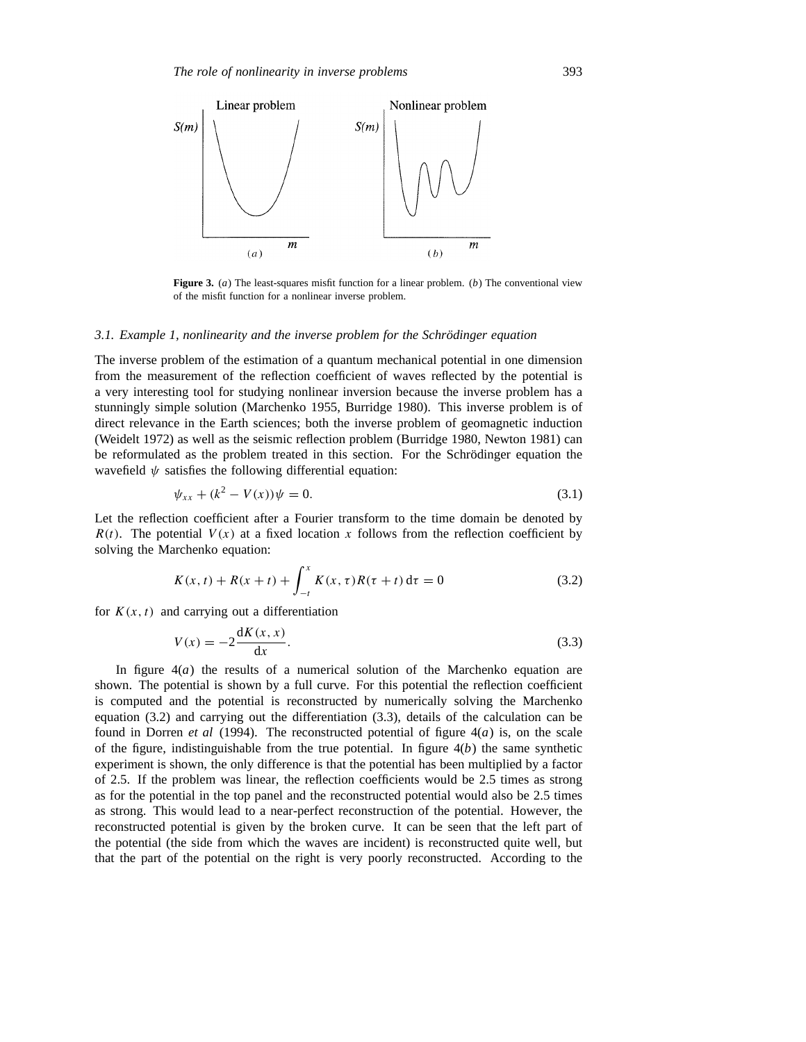**Figure 3.** (*a*) The least-squares misfit function for a linear problem. (*b*) The conventional view of the misfit function for a nonlinear inverse problem.

### *3.1. Example 1, nonlinearity and the inverse problem for the Schrödinger equation*

The inverse problem of the estimation of a quantum mechanical potential in one dimension from the measurement of the reflection coefficient of waves reflected by the potential is a very interesting tool for studying nonlinear inversion because the inverse problem has a stunningly simple solution (Marchenko 1955, Burridge 1980). This inverse problem is of direct relevance in the Earth sciences; both the inverse problem of geomagnetic induction (Weidelt 1972) as well as the seismic reflection problem (Burridge 1980, Newton 1981) can be reformulated as the problem treated in this section. For the Schrödinger equation the wavefield $\psi$ satisfies the following differential equation:

$$\psi_{xx} + (k^2 - V(x))\psi = 0. \tag{3.1}$$

Let the reflection coefficient after a Fourier transform to the time domain be denoted by $R(t)$. The potential $V(x)$ at a fixed location $x$ follows from the reflection coefficient by solving the Marchenko equation:

$$K(x,t) + R(x+t) + \int_{-t}^{x} K(x,\tau)R(\tau + t)\,\mathrm{d}\tau = 0 \tag{3.2}$$

for $K(x,t)$ and carrying out a differentiation

$$V(x) = -2\frac{\mathrm{d}K(x,x)}{\mathrm{d}x}. \tag{3.3}$$

In figure 4(*a*) the results of a numerical solution of the Marchenko equation are shown. The potential is shown by a full curve. For this potential the reflection coefficient is computed and the potential is reconstructed by numerically solving the Marchenko equation (3.2) and carrying out the differentiation (3.3), details of the calculation can be found in Dorren *et al* (1994). The reconstructed potential of figure 4(*a*) is, on the scale of the figure, indistinguishable from the true potential. In figure 4(*b*) the same synthetic experiment is shown, the only difference is that the potential has been multiplied by a factor of 2.5. If the problem was linear, the reflection coefficients would be 2.5 times as strong as for the potential in the top panel and the reconstructed potential would also be 2.5 times as strong. This would lead to a near-perfect reconstruction of the potential. However, the reconstructed potential is given by the broken curve. It can be seen that the left part of the potential (the side from which the waves are incident) is reconstructed quite well, but that the part of the potential on the right is very poorly reconstructed. According to the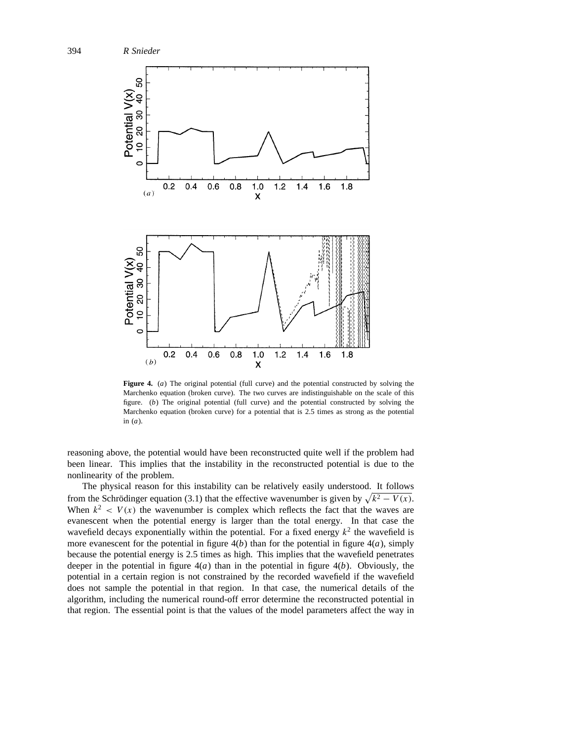**Figure 4.** (*a*) The original potential (full curve) and the potential constructed by solving the Marchenko equation (broken curve). The two curves are indistinguishable on the scale of this figure. (*b*) The original potential (full curve) and the potential constructed by solving the Marchenko equation (broken curve) for a potential that is 2.5 times as strong as the potential in (*a*).

reasoning above, the potential would have been reconstructed quite well if the problem had been linear. This implies that the instability in the reconstructed potential is due to the nonlinearity of the problem.

The physical reason for this instability can be relatively easily understood. It follows from the Schrödinger equation (3.1) that the effective wavenumber is given by $\sqrt{k^2 - V(x)}$. When $k^2 < V(x)$ the wavenumber is complex which reflects the fact that the waves are evanescent when the potential energy is larger than the total energy. In that case the wavefield decays exponentially within the potential. For a fixed energy $k^2$ the wavefield is more evanescent for the potential in figure 4(*b*) than for the potential in figure 4(*a*), simply because the potential energy is 2.5 times as high. This implies that the wavefield penetrates deeper in the potential in figure 4(*a*) than in the potential in figure 4(*b*). Obviously, the potential in a certain region is not constrained by the recorded wavefield if the wavefield does not sample the potential in that region. In that case, the numerical details of the algorithm, including the numerical round-off error determine the reconstructed potential in that region. The essential point is that the values of the model parameters affect the way in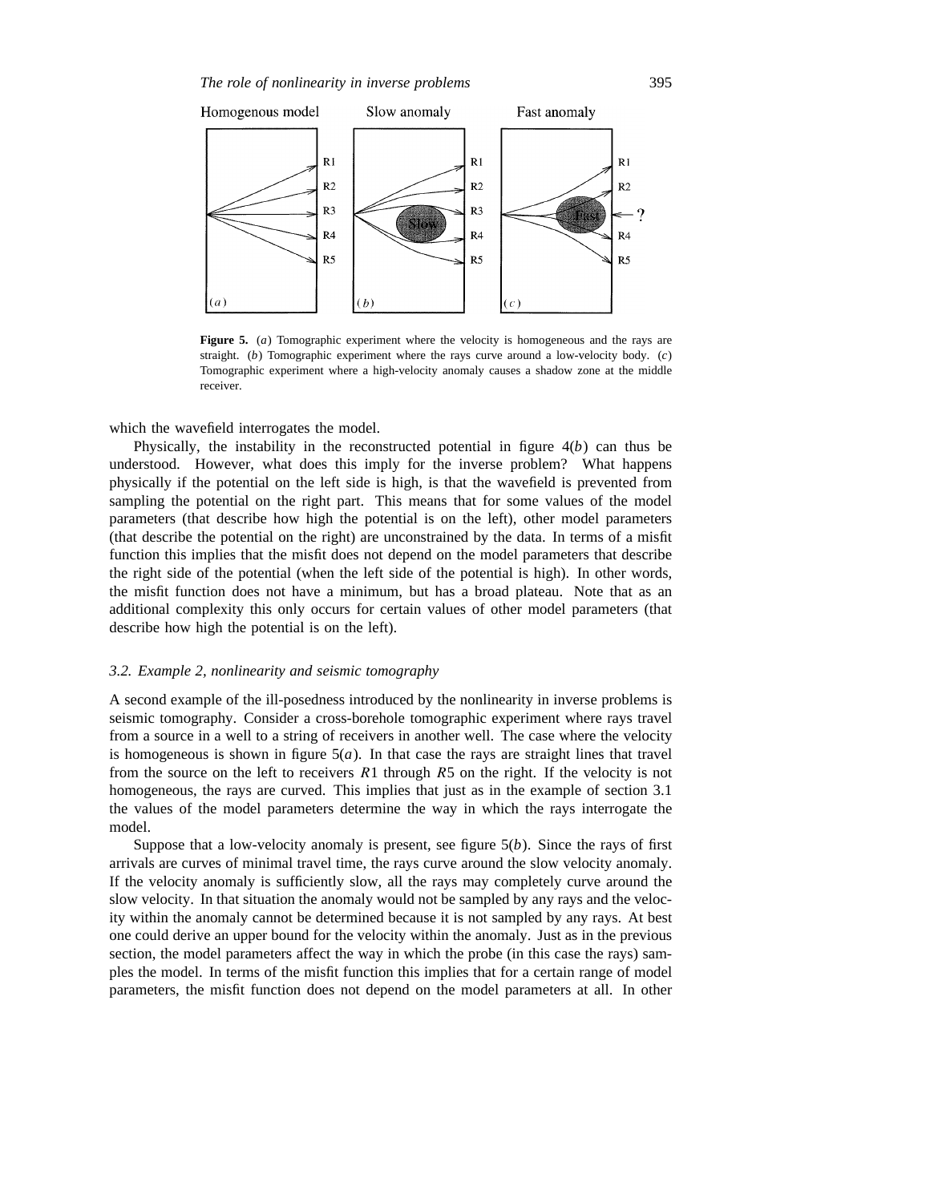Homogenous model

Slow anomaly

Fast anomaly

R1
R2
R3
R4
R5
(a)

R1
R2
Slow
R3
R4
R5
(b)

R1
R2
Fast
?
R4
R5
(c)

**Figure 5.** (*a*) Tomographic experiment where the velocity is homogeneous and the rays are straight. (*b*) Tomographic experiment where the rays curve around a low-velocity body. (*c*) Tomographic experiment where a high-velocity anomaly causes a shadow zone at the middle receiver.

which the wavefield interrogates the model.

Physically, the instability in the reconstructed potential in figure 4(*b*) can thus be understood. However, what does this imply for the inverse problem? What happens physically if the potential on the left side is high, is that the wavefield is prevented from sampling the potential on the right part. This means that for some values of the model parameters (that describe how high the potential is on the left), other model parameters (that describe the potential on the right) are unconstrained by the data. In terms of a misfit function this implies that the misfit does not depend on the model parameters that describe the right side of the potential (when the left side of the potential is high). In other words, the misfit function does not have a minimum, but has a broad plateau. Note that as an additional complexity this only occurs for certain values of other model parameters (that describe how high the potential is on the left).

### *3.2. Example 2, nonlinearity and seismic tomography*

A second example of the ill-posedness introduced by the nonlinearity in inverse problems is seismic tomography. Consider a cross-borehole tomographic experiment where rays travel from a source in a well to a string of receivers in another well. The case where the velocity is homogeneous is shown in figure 5(*a*). In that case the rays are straight lines that travel from the source on the left to receivers $R1$ through $R5$ on the right. If the velocity is not homogeneous, the rays are curved. This implies that just as in the example of section 3.1 the values of the model parameters determine the way in which the rays interrogate the model.

Suppose that a low-velocity anomaly is present, see figure 5(*b*). Since the rays of first arrivals are curves of minimal travel time, the rays curve around the slow velocity anomaly. If the velocity anomaly is sufficiently slow, all the rays may completely curve around the slow velocity. In that situation the anomaly would not be sampled by any rays and the velocity within the anomaly cannot be determined because it is not sampled by any rays. At best one could derive an upper bound for the velocity within the anomaly. Just as in the previous section, the model parameters affect the way in which the probe (in this case the rays) samples the model. In terms of the misfit function this implies that for a certain range of model parameters, the misfit function does not depend on the model parameters at all. In other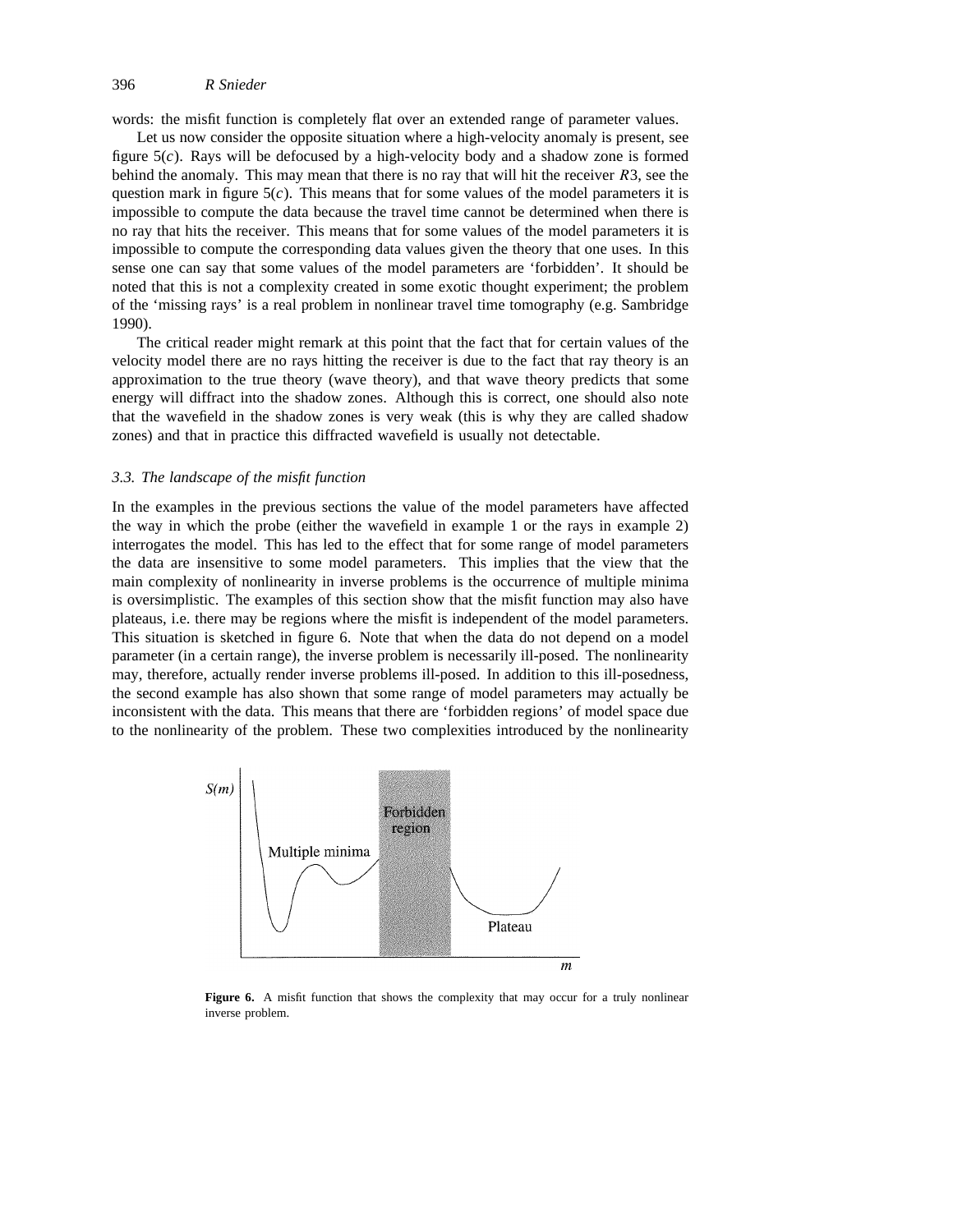words: the misfit function is completely flat over an extended range of parameter values.

Let us now consider the opposite situation where a high-velocity anomaly is present, see figure 5(*c*). Rays will be defocused by a high-velocity body and a shadow zone is formed behind the anomaly. This may mean that there is no ray that will hit the receiver $R3$, see the question mark in figure 5(*c*). This means that for some values of the model parameters it is impossible to compute the data because the travel time cannot be determined when there is no ray that hits the receiver. This means that for some values of the model parameters it is impossible to compute the corresponding data values given the theory that one uses. In this sense one can say that some values of the model parameters are 'forbidden'. It should be noted that this is not a complexity created in some exotic thought experiment; the problem of the 'missing rays' is a real problem in nonlinear travel time tomography (e.g. Sambridge 1990).

The critical reader might remark at this point that the fact that for certain values of the velocity model there are no rays hitting the receiver is due to the fact that ray theory is an approximation to the true theory (wave theory), and that wave theory predicts that some energy will diffract into the shadow zones. Although this is correct, one should also note that the wavefield in the shadow zones is very weak (this is why they are called shadow zones) and that in practice this diffracted wavefield is usually not detectable.

### *3.3. The landscape of the misfit function*

In the examples in the previous sections the value of the model parameters have affected the way in which the probe (either the wavefield in example 1 or the rays in example 2) interrogates the model. This has led to the effect that for some range of model parameters the data are insensitive to some model parameters. This implies that the view that the main complexity of nonlinearity in inverse problems is the occurrence of multiple minima is oversimplistic. The examples of this section show that the misfit function may also have plateaus, i.e. there may be regions where the misfit is independent of the model parameters. This situation is sketched in figure 6. Note that when the data do not depend on a model parameter (in a certain range), the inverse problem is necessarily ill-posed. The nonlinearity may, therefore, actually render inverse problems ill-posed. In addition to this ill-posedness, the second example has also shown that some range of model parameters may actually be inconsistent with the data. This means that there are 'forbidden regions' of model space due to the nonlinearity of the problem. These two complexities introduced by the nonlinearity

S(m)

Forbidden region

Multiple minima

Plateau

m

**Figure 6.** A misfit function that shows the complexity that may occur for a truly nonlinear inverse problem.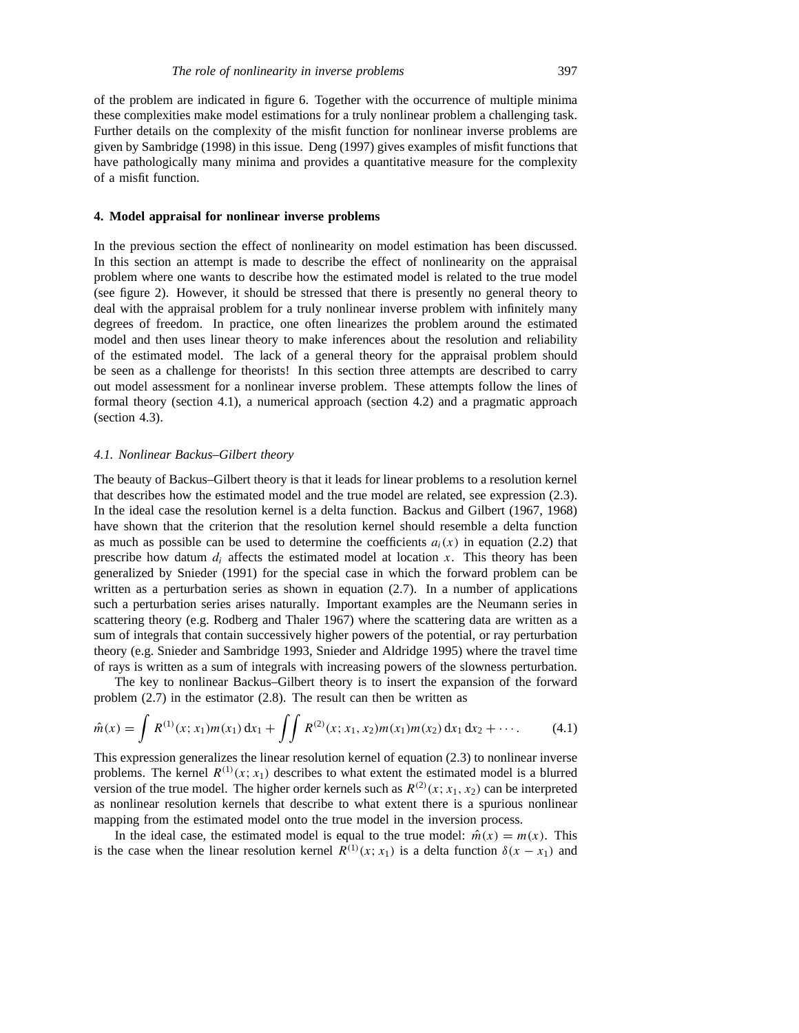of the problem are indicated in figure 6. Together with the occurrence of multiple minima these complexities make model estimations for a truly nonlinear problem a challenging task. Further details on the complexity of the misfit function for nonlinear inverse problems are given by Sambridge (1998) in this issue. Deng (1997) gives examples of misfit functions that have pathologically many minima and provides a quantitative measure for the complexity of a misfit function.

## 4. Model appraisal for nonlinear inverse problems

In the previous section the effect of nonlinearity on model estimation has been discussed. In this section an attempt is made to describe the effect of nonlinearity on the appraisal problem where one wants to describe how the estimated model is related to the true model (see figure 2). However, it should be stressed that there is presently no general theory to deal with the appraisal problem for a truly nonlinear inverse problem with infinitely many degrees of freedom. In practice, one often linearizes the problem around the estimated model and then uses linear theory to make inferences about the resolution and reliability of the estimated model. The lack of a general theory for the appraisal problem should be seen as a challenge for theorists! In this section three attempts are described to carry out model assessment for a nonlinear inverse problem. These attempts follow the lines of formal theory (section 4.1), a numerical approach (section 4.2) and a pragmatic approach (section 4.3).

### *4.1. Nonlinear Backus–Gilbert theory*

The beauty of Backus–Gilbert theory is that it leads for linear problems to a resolution kernel that describes how the estimated model and the true model are related, see expression (2.3). In the ideal case the resolution kernel is a delta function. Backus and Gilbert (1967, 1968) have shown that the criterion that the resolution kernel should resemble a delta function as much as possible can be used to determine the coefficients $a_i(x)$ in equation (2.2) that prescribe how datum $d_i$ affects the estimated model at location $x$. This theory has been generalized by Snieder (1991) for the special case in which the forward problem can be written as a perturbation series as shown in equation (2.7). In a number of applications such a perturbation series arises naturally. Important examples are the Neumann series in scattering theory (e.g. Rodberg and Thaler 1967) where the scattering data are written as a sum of integrals that contain successively higher powers of the potential, or ray perturbation theory (e.g. Snieder and Sambridge 1993, Snieder and Aldridge 1995) where the travel time of rays is written as a sum of integrals with increasing powers of the slowness perturbation.

The key to nonlinear Backus–Gilbert theory is to insert the expansion of the forward problem (2.7) in the estimator (2.8). The result can then be written as

$$\hat{m}(x) = \int R^{(1)}(x; x_1)m(x_1)\,\mathrm{d}x_1 + \iint R^{(2)}(x; x_1, x_2)m(x_1)m(x_2)\,\mathrm{d}x_1\,\mathrm{d}x_2 + \cdots. \tag{4.1}$$

This expression generalizes the linear resolution kernel of equation (2.3) to nonlinear inverse problems. The kernel $R^{(1)}(x; x_1)$ describes to what extent the estimated model is a blurred version of the true model. The higher order kernels such as $R^{(2)}(x; x_1, x_2)$ can be interpreted as nonlinear resolution kernels that describe to what extent there is a spurious nonlinear mapping from the estimated model onto the true model in the inversion process.

In the ideal case, the estimated model is equal to the true model: $\hat{m}(x) = m(x)$. This is the case when the linear resolution kernel $R^{(1)}(x; x_1)$ is a delta function $\delta(x - x_1)$ and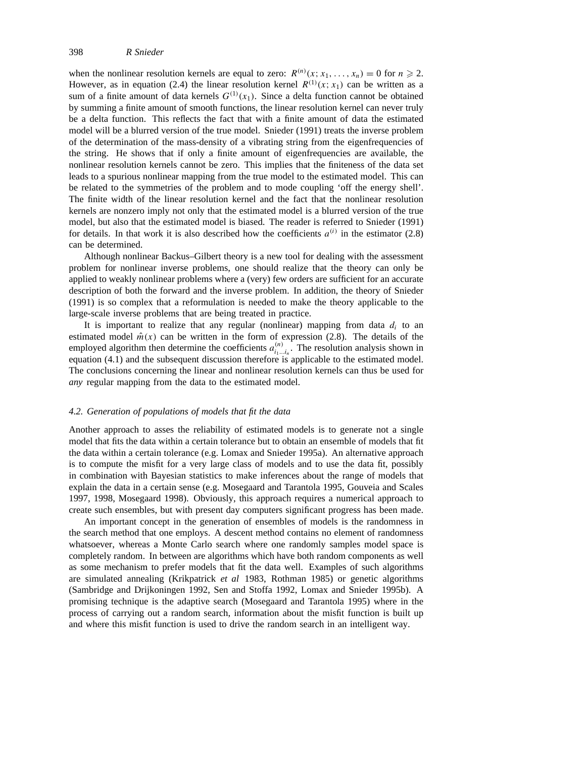when the nonlinear resolution kernels are equal to zero: $R^{(n)}(x; x_1, \ldots, x_n) = 0$ for $n \geqslant 2$. However, as in equation (2.4) the linear resolution kernel $R^{(1)}(x; x_1)$ can be written as a sum of a finite amount of data kernels $G^{(1)}(x_1)$. Since a delta function cannot be obtained by summing a finite amount of smooth functions, the linear resolution kernel can never truly be a delta function. This reflects the fact that with a finite amount of data the estimated model will be a blurred version of the true model. Snieder (1991) treats the inverse problem of the determination of the mass-density of a vibrating string from the eigenfrequencies of the string. He shows that if only a finite amount of eigenfrequencies are available, the nonlinear resolution kernels cannot be zero. This implies that the finiteness of the data set leads to a spurious nonlinear mapping from the true model to the estimated model. This can be related to the symmetries of the problem and to mode coupling 'off the energy shell'. The finite width of the linear resolution kernel and the fact that the nonlinear resolution kernels are nonzero imply not only that the estimated model is a blurred version of the true model, but also that the estimated model is biased. The reader is referred to Snieder (1991) for details. In that work it is also described how the coefficients $a^{(i)}$ in the estimator (2.8) can be determined.

Although nonlinear Backus–Gilbert theory is a new tool for dealing with the assessment problem for nonlinear inverse problems, one should realize that the theory can only be applied to weakly nonlinear problems where a (very) few orders are sufficient for an accurate description of both the forward and the inverse problem. In addition, the theory of Snieder (1991) is so complex that a reformulation is needed to make the theory applicable to the large-scale inverse problems that are being treated in practice.

It is important to realize that any regular (nonlinear) mapping from data $d_i$ to an estimated model $\hat{m}(x)$ can be written in the form of expression (2.8). The details of the employed algorithm then determine the coefficients $a^{(n)}_{i_1 \ldots i_n}$. The resolution analysis shown in equation (4.1) and the subsequent discussion therefore is applicable to the estimated model. The conclusions concerning the linear and nonlinear resolution kernels can thus be used for *any* regular mapping from the data to the estimated model.

### 4.2. Generation of populations of models that fit the data

Another approach to asses the reliability of estimated models is to generate not a single model that fits the data within a certain tolerance but to obtain an ensemble of models that fit the data within a certain tolerance (e.g. Lomax and Snieder 1995a). An alternative approach is to compute the misfit for a very large class of models and to use the data fit, possibly in combination with Bayesian statistics to make inferences about the range of models that explain the data in a certain sense (e.g. Mosegaard and Tarantola 1995, Gouveia and Scales 1997, 1998, Mosegaard 1998). Obviously, this approach requires a numerical approach to create such ensembles, but with present day computers significant progress has been made.

An important concept in the generation of ensembles of models is the randomness in the search method that one employs. A descent method contains no element of randomness whatsoever, whereas a Monte Carlo search where one randomly samples model space is completely random. In between are algorithms which have both random components as well as some mechanism to prefer models that fit the data well. Examples of such algorithms are simulated annealing (Krikpatrick *et al* 1983, Rothman 1985) or genetic algorithms (Sambridge and Drijkoningen 1992, Sen and Stoffa 1992, Lomax and Snieder 1995b). A promising technique is the adaptive search (Mosegaard and Tarantola 1995) where in the process of carrying out a random search, information about the misfit function is built up and where this misfit function is used to drive the random search in an intelligent way.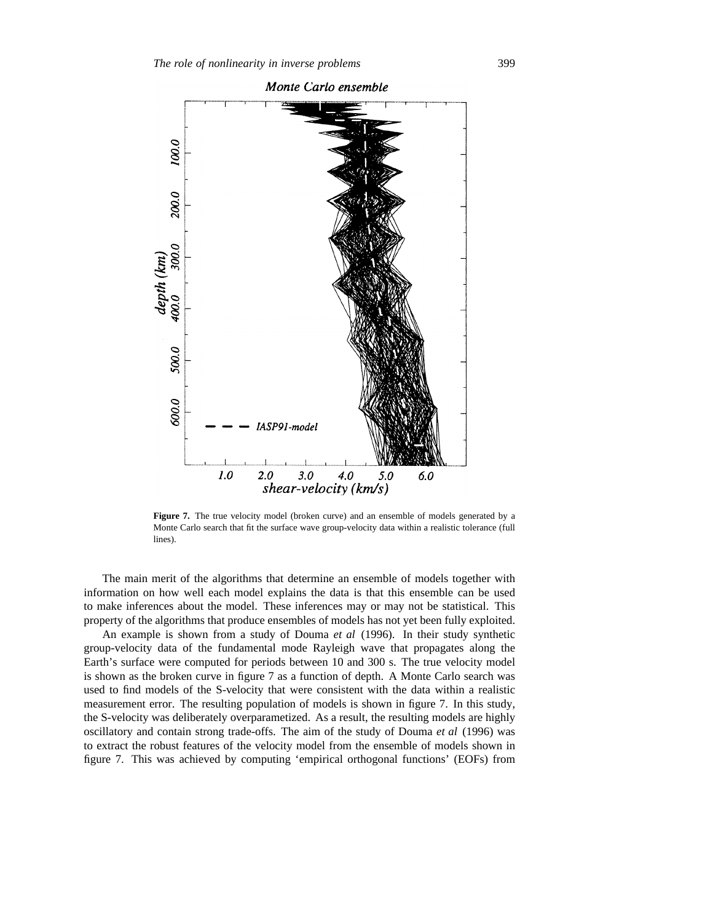**Figure 7.** The true velocity model (broken curve) and an ensemble of models generated by a Monte Carlo search that fit the surface wave group-velocity data within a realistic tolerance (full lines).

The main merit of the algorithms that determine an ensemble of models together with information on how well each model explains the data is that this ensemble can be used to make inferences about the model. These inferences may or may not be statistical. This property of the algorithms that produce ensembles of models has not yet been fully exploited.

An example is shown from a study of Douma *et al* (1996). In their study synthetic group-velocity data of the fundamental mode Rayleigh wave that propagates along the Earth's surface were computed for periods between 10 and 300 s. The true velocity model is shown as the broken curve in figure 7 as a function of depth. A Monte Carlo search was used to find models of the S-velocity that were consistent with the data within a realistic measurement error. The resulting population of models is shown in figure 7. In this study, the S-velocity was deliberately overparametized. As a result, the resulting models are highly oscillatory and contain strong trade-offs. The aim of the study of Douma *et al* (1996) was to extract the robust features of the velocity model from the ensemble of models shown in figure 7. This was achieved by computing 'empirical orthogonal functions' (EOFs) from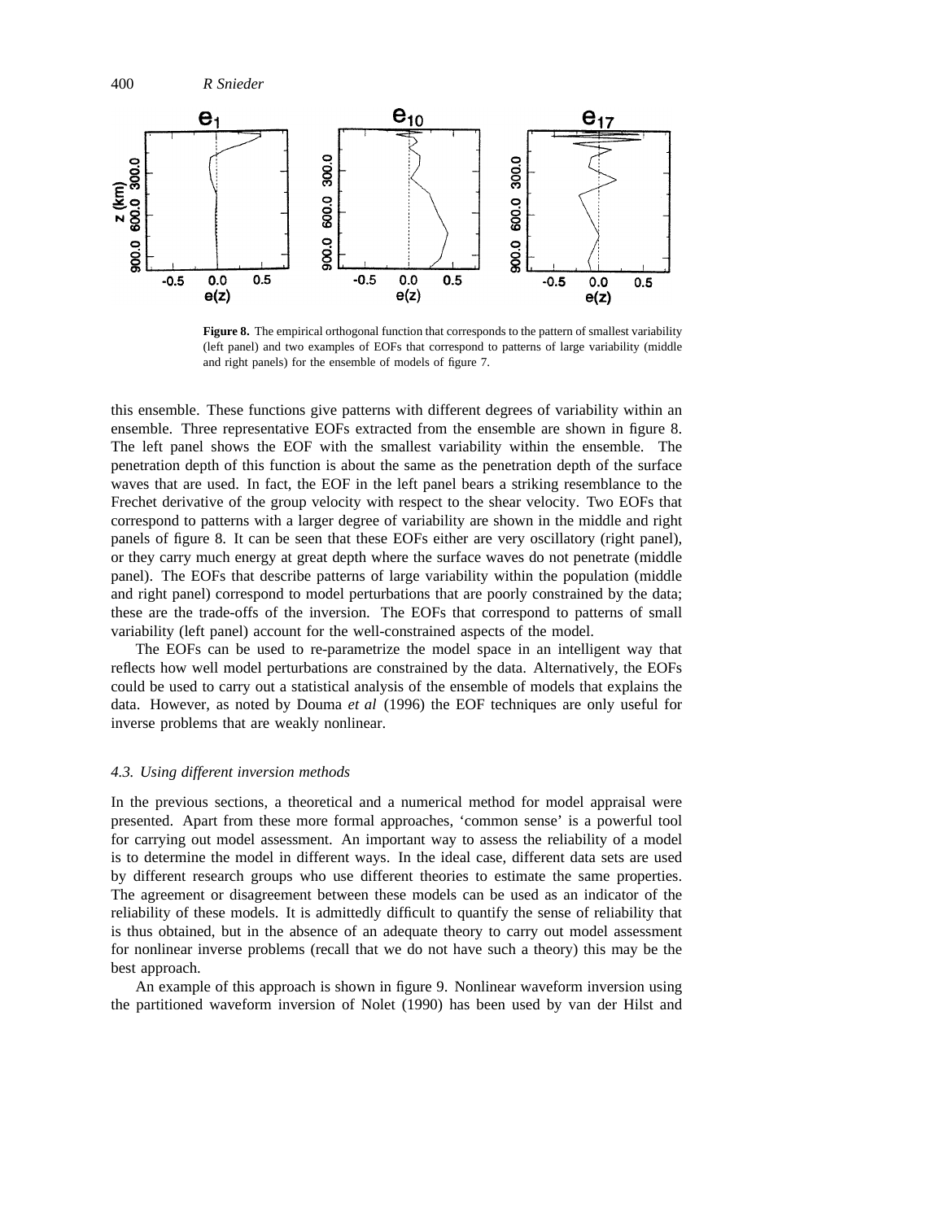**Figure 8.** The empirical orthogonal function that corresponds to the pattern of smallest variability (left panel) and two examples of EOFs that correspond to patterns of large variability (middle and right panels) for the ensemble of models of figure 7.

this ensemble. These functions give patterns with different degrees of variability within an ensemble. Three representative EOFs extracted from the ensemble are shown in figure 8. The left panel shows the EOF with the smallest variability within the ensemble. The penetration depth of this function is about the same as the penetration depth of the surface waves that are used. In fact, the EOF in the left panel bears a striking resemblance to the Frechet derivative of the group velocity with respect to the shear velocity. Two EOFs that correspond to patterns with a larger degree of variability are shown in the middle and right panels of figure 8. It can be seen that these EOFs either are very oscillatory (right panel), or they carry much energy at great depth where the surface waves do not penetrate (middle panel). The EOFs that describe patterns of large variability within the population (middle and right panel) correspond to model perturbations that are poorly constrained by the data; these are the trade-offs of the inversion. The EOFs that correspond to patterns of small variability (left panel) account for the well-constrained aspects of the model.

The EOFs can be used to re-parametrize the model space in an intelligent way that reflects how well model perturbations are constrained by the data. Alternatively, the EOFs could be used to carry out a statistical analysis of the ensemble of models that explains the data. However, as noted by Douma *et al* (1996) the EOF techniques are only useful for inverse problems that are weakly nonlinear.

### *4.3. Using different inversion methods*

In the previous sections, a theoretical and a numerical method for model appraisal were presented. Apart from these more formal approaches, 'common sense' is a powerful tool for carrying out model assessment. An important way to assess the reliability of a model is to determine the model in different ways. In the ideal case, different data sets are used by different research groups who use different theories to estimate the same properties. The agreement or disagreement between these models can be used as an indicator of the reliability of these models. It is admittedly difficult to quantify the sense of reliability that is thus obtained, but in the absence of an adequate theory to carry out model assessment for nonlinear inverse problems (recall that we do not have such a theory) this may be the best approach.

An example of this approach is shown in figure 9. Nonlinear waveform inversion using the partitioned waveform inversion of Nolet (1990) has been used by van der Hilst and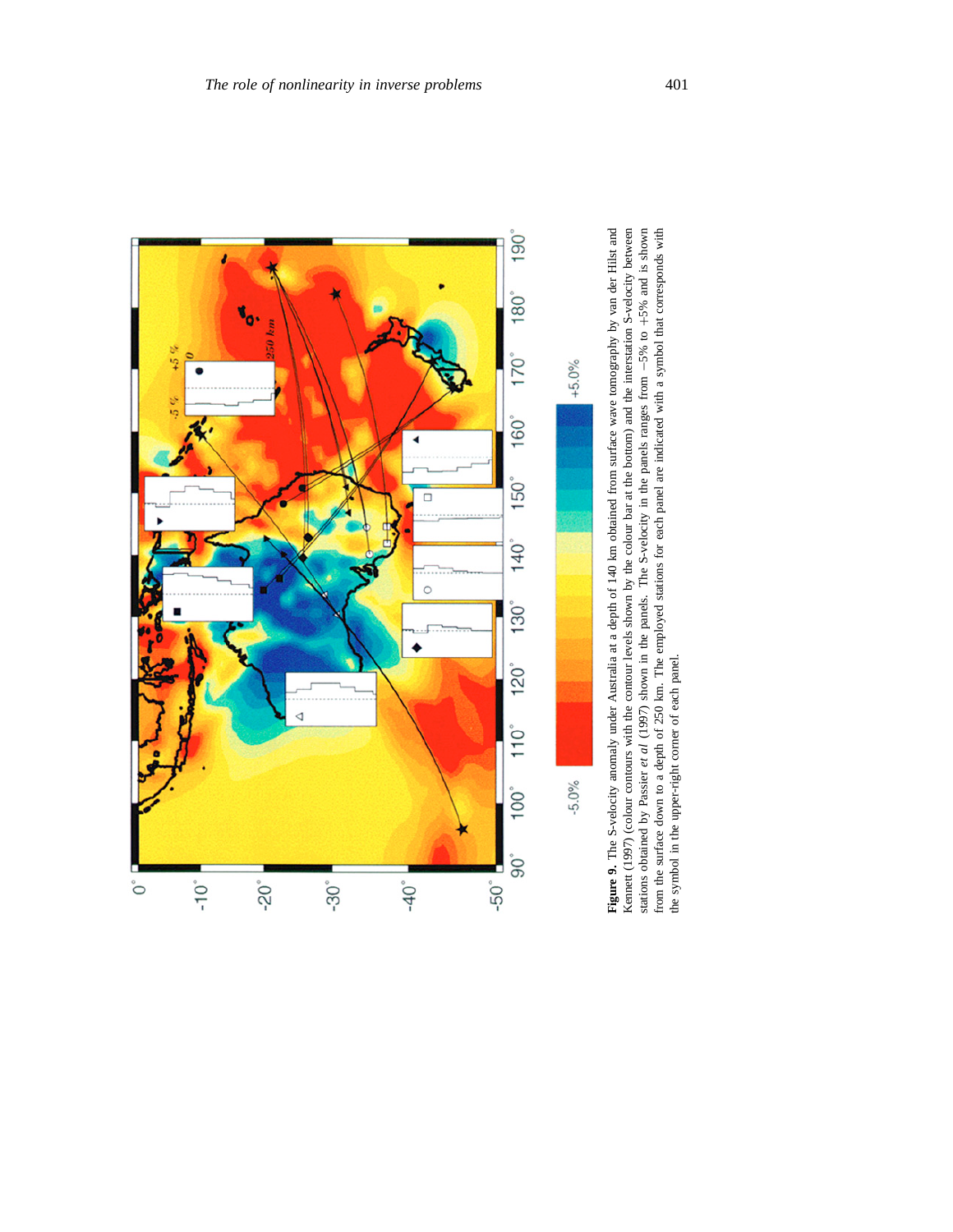**Figure 9.** The S-velocity anomaly under Australia at a depth of 140 km obtained from surface wave tomography by van der Hilst and Kennett (1997) (colour contours with the contour levels shown by the colour bar at the bottom) and the interstation S-velocity between stations obtained by Passier *et al* (1997) shown in the panels. The S-velocity in the panels ranges from −5% to +5% and is shown from the surface down to a depth of 250 km. The employed stations for each panel are indicated with a symbol that corresponds with the symbol in the upper-right corner of each panel.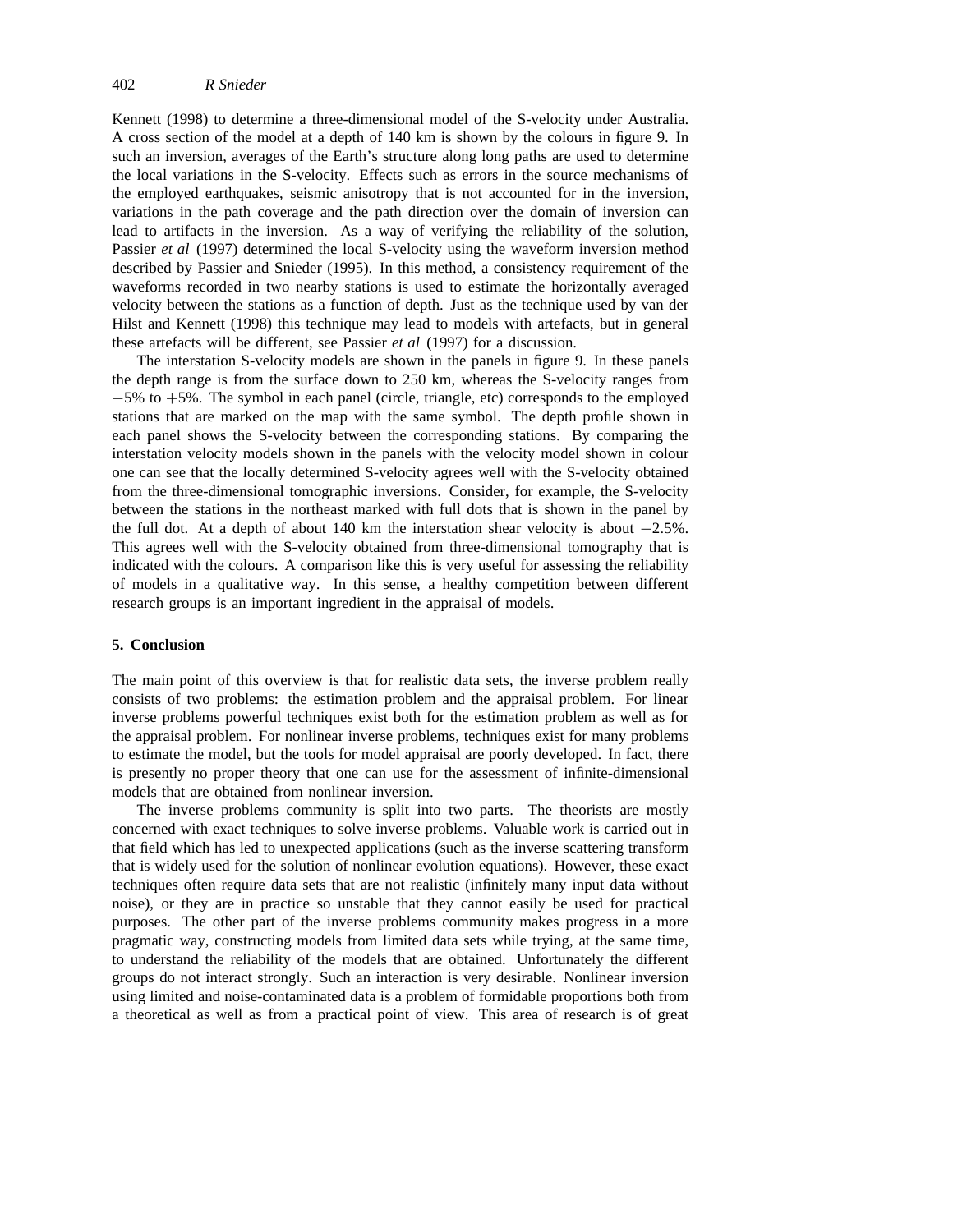Kennett (1998) to determine a three-dimensional model of the S-velocity under Australia. A cross section of the model at a depth of 140 km is shown by the colours in figure 9. In such an inversion, averages of the Earth's structure along long paths are used to determine the local variations in the S-velocity. Effects such as errors in the source mechanisms of the employed earthquakes, seismic anisotropy that is not accounted for in the inversion, variations in the path coverage and the path direction over the domain of inversion can lead to artifacts in the inversion. As a way of verifying the reliability of the solution, Passier *et al* (1997) determined the local S-velocity using the waveform inversion method described by Passier and Snieder (1995). In this method, a consistency requirement of the waveforms recorded in two nearby stations is used to estimate the horizontally averaged velocity between the stations as a function of depth. Just as the technique used by van der Hilst and Kennett (1998) this technique may lead to models with artefacts, but in general these artefacts will be different, see Passier *et al* (1997) for a discussion.

The interstation S-velocity models are shown in the panels in figure 9. In these panels the depth range is from the surface down to 250 km, whereas the S-velocity ranges from $-5\%$ to $+5\%$. The symbol in each panel (circle, triangle, etc) corresponds to the employed stations that are marked on the map with the same symbol. The depth profile shown in each panel shows the S-velocity between the corresponding stations. By comparing the interstation velocity models shown in the panels with the velocity model shown in colour one can see that the locally determined S-velocity agrees well with the S-velocity obtained from the three-dimensional tomographic inversions. Consider, for example, the S-velocity between the stations in the northeast marked with full dots that is shown in the panel by the full dot. At a depth of about 140 km the interstation shear velocity is about $-2.5\%$. This agrees well with the S-velocity obtained from three-dimensional tomography that is indicated with the colours. A comparison like this is very useful for assessing the reliability of models in a qualitative way. In this sense, a healthy competition between different research groups is an important ingredient in the appraisal of models.

## 5. Conclusion

The main point of this overview is that for realistic data sets, the inverse problem really consists of two problems: the estimation problem and the appraisal problem. For linear inverse problems powerful techniques exist both for the estimation problem as well as for the appraisal problem. For nonlinear inverse problems, techniques exist for many problems to estimate the model, but the tools for model appraisal are poorly developed. In fact, there is presently no proper theory that one can use for the assessment of infinite-dimensional models that are obtained from nonlinear inversion.

The inverse problems community is split into two parts. The theorists are mostly concerned with exact techniques to solve inverse problems. Valuable work is carried out in that field which has led to unexpected applications (such as the inverse scattering transform that is widely used for the solution of nonlinear evolution equations). However, these exact techniques often require data sets that are not realistic (infinitely many input data without noise), or they are in practice so unstable that they cannot easily be used for practical purposes. The other part of the inverse problems community makes progress in a more pragmatic way, constructing models from limited data sets while trying, at the same time, to understand the reliability of the models that are obtained. Unfortunately the different groups do not interact strongly. Such an interaction is very desirable. Nonlinear inversion using limited and noise-contaminated data is a problem of formidable proportions both from a theoretical as well as from a practical point of view. This area of research is of great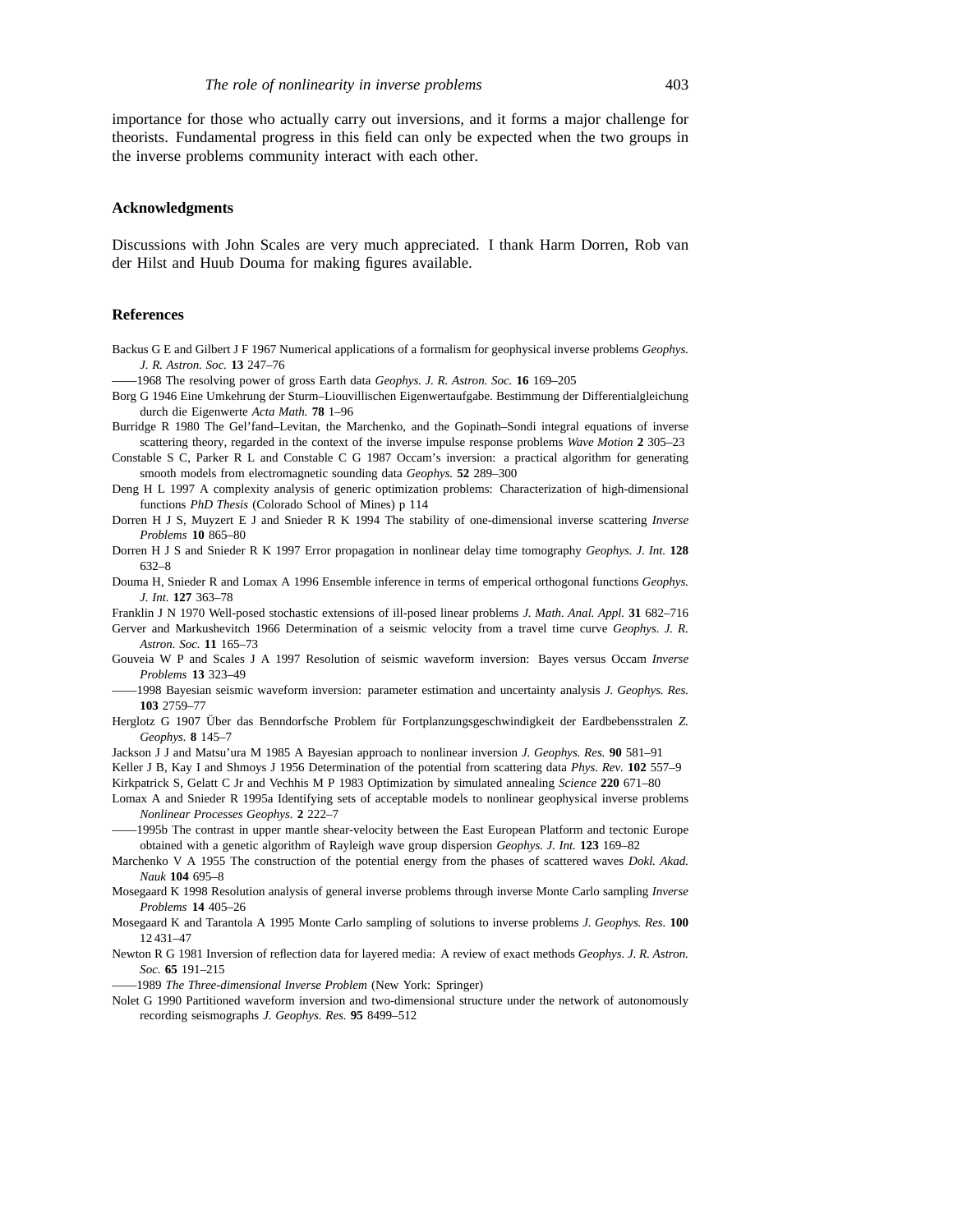importance for those who actually carry out inversions, and it forms a major challenge for theorists. Fundamental progress in this field can only be expected when the two groups in the inverse problems community interact with each other.

## Acknowledgments

Discussions with John Scales are very much appreciated. I thank Harm Dorren, Rob van der Hilst and Huub Douma for making figures available.

## References

Backus G E and Gilbert J F 1967 Numerical applications of a formalism for geophysical inverse problems *Geophys. J. R. Astron. Soc.* **13** 247–76

——1968 The resolving power of gross Earth data *Geophys. J. R. Astron. Soc.* **16** 169–205

Borg G 1946 Eine Umkehrung der Sturm–Liouvillischen Eigenwertaufgabe. Bestimmung der Differentialgleichung durch die Eigenwerte *Acta Math.* **78** 1–96

Burridge R 1980 The Gel'fand–Levitan, the Marchenko, and the Gopinath–Sondi integral equations of inverse scattering theory, regarded in the context of the inverse impulse response problems *Wave Motion* **2** 305–23

Constable S C, Parker R L and Constable C G 1987 Occam's inversion: a practical algorithm for generating smooth models from electromagnetic sounding data *Geophys.* **52** 289–300

Deng H L 1997 A complexity analysis of generic optimization problems: Characterization of high-dimensional functions *PhD Thesis* (Colorado School of Mines) p 114

Dorren H J S, Muyzert E J and Snieder R K 1994 The stability of one-dimensional inverse scattering *Inverse Problems* **10** 865–80

Dorren H J S and Snieder R K 1997 Error propagation in nonlinear delay time tomography *Geophys. J. Int.* **128** 632–8

Douma H, Snieder R and Lomax A 1996 Ensemble inference in terms of emperical orthogonal functions *Geophys. J. Int.* **127** 363–78

Franklin J N 1970 Well-posed stochastic extensions of ill-posed linear problems *J. Math. Anal. Appl.* **31** 682–716

Gerver and Markushevitch 1966 Determination of a seismic velocity from a travel time curve *Geophys. J. R. Astron. Soc.* **11** 165–73

Gouveia W P and Scales J A 1997 Resolution of seismic waveform inversion: Bayes versus Occam *Inverse Problems* **13** 323–49

——1998 Bayesian seismic waveform inversion: parameter estimation and uncertainty analysis *J. Geophys. Res.* **103** 2759–77

Herglotz G 1907 Über das Benndorfsche Problem für Fortplanzungsgeschwindigkeit der Eardbebensstralen *Z. Geophys.* **8** 145–7

Jackson J J and Matsu'ura M 1985 A Bayesian approach to nonlinear inversion *J. Geophys. Res.* **90** 581–91

Keller J B, Kay I and Shmoys J 1956 Determination of the potential from scattering data *Phys. Rev.* **102** 557–9

Kirkpatrick S, Gelatt C Jr and Vechhis M P 1983 Optimization by simulated annealing *Science* **220** 671–80

Lomax A and Snieder R 1995a Identifying sets of acceptable models to nonlinear geophysical inverse problems *Nonlinear Processes Geophys.* **2** 222–7

——1995b The contrast in upper mantle shear-velocity between the East European Platform and tectonic Europe obtained with a genetic algorithm of Rayleigh wave group dispersion *Geophys. J. Int.* **123** 169–82

Marchenko V A 1955 The construction of the potential energy from the phases of scattered waves *Dokl. Akad. Nauk* **104** 695–8

Mosegaard K 1998 Resolution analysis of general inverse problems through inverse Monte Carlo sampling *Inverse Problems* **14** 405–26

Mosegaard K and Tarantola A 1995 Monte Carlo sampling of solutions to inverse problems *J. Geophys. Res.* **100** 12 431–47

Newton R G 1981 Inversion of reflection data for layered media: A review of exact methods *Geophys. J. R. Astron. Soc.* **65** 191–215

——1989 *The Three-dimensional Inverse Problem* (New York: Springer)

Nolet G 1990 Partitioned waveform inversion and two-dimensional structure under the network of autonomously recording seismographs *J. Geophys. Res.* **95** 8499–512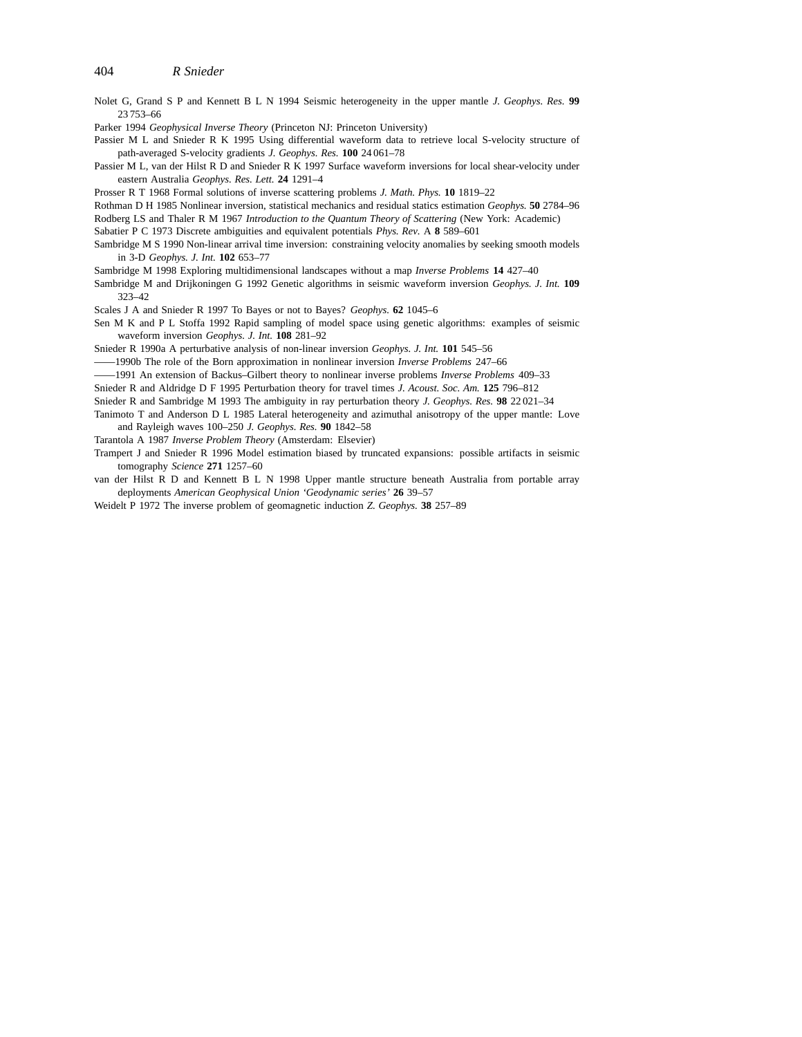Nolet G, Grand S P and Kennett B L N 1994 Seismic heterogeneity in the upper mantle *J. Geophys. Res.* **99** 23 753–66

Parker 1994 *Geophysical Inverse Theory* (Princeton NJ: Princeton University)

Passier M L and Snieder R K 1995 Using differential waveform data to retrieve local S-velocity structure of path-averaged S-velocity gradients *J. Geophys. Res.* **100** 24 061–78

Passier M L, van der Hilst R D and Snieder R K 1997 Surface waveform inversions for local shear-velocity under eastern Australia *Geophys. Res. Lett.* **24** 1291–4

Prosser R T 1968 Formal solutions of inverse scattering problems *J. Math. Phys.* **10** 1819–22

Rothman D H 1985 Nonlinear inversion, statistical mechanics and residual statics estimation *Geophys.* **50** 2784–96

Rodberg LS and Thaler R M 1967 *Introduction to the Quantum Theory of Scattering* (New York: Academic)

Sabatier P C 1973 Discrete ambiguities and equivalent potentials *Phys. Rev.* A **8** 589–601

Sambridge M S 1990 Non-linear arrival time inversion: constraining velocity anomalies by seeking smooth models in 3-D *Geophys. J. Int.* **102** 653–77

Sambridge M 1998 Exploring multidimensional landscapes without a map *Inverse Problems* **14** 427–40

Sambridge M and Drijkoningen G 1992 Genetic algorithms in seismic waveform inversion *Geophys. J. Int.* **109** 323–42

Scales J A and Snieder R 1997 To Bayes or not to Bayes? *Geophys.* **62** 1045–6

Sen M K and P L Stoffa 1992 Rapid sampling of model space using genetic algorithms: examples of seismic waveform inversion *Geophys. J. Int.* **108** 281–92

Snieder R 1990a A perturbative analysis of non-linear inversion *Geophys. J. Int.* **101** 545–56

——1990b The role of the Born approximation in nonlinear inversion *Inverse Problems* 247–66

——1991 An extension of Backus–Gilbert theory to nonlinear inverse problems *Inverse Problems* 409–33

Snieder R and Aldridge D F 1995 Perturbation theory for travel times *J. Acoust. Soc. Am.* **125** 796–812

Snieder R and Sambridge M 1993 The ambiguity in ray perturbation theory *J. Geophys. Res.* **98** 22 021–34

Tanimoto T and Anderson D L 1985 Lateral heterogeneity and azimuthal anisotropy of the upper mantle: Love and Rayleigh waves 100–250 *J. Geophys. Res.* **90** 1842–58

Tarantola A 1987 *Inverse Problem Theory* (Amsterdam: Elsevier)

Trampert J and Snieder R 1996 Model estimation biased by truncated expansions: possible artifacts in seismic tomography *Science* **271** 1257–60

van der Hilst R D and Kennett B L N 1998 Upper mantle structure beneath Australia from portable array deployments *American Geophysical Union 'Geodynamic series'* **26** 39–57

Weidelt P 1972 The inverse problem of geomagnetic induction *Z. Geophys.* **38** 257–89